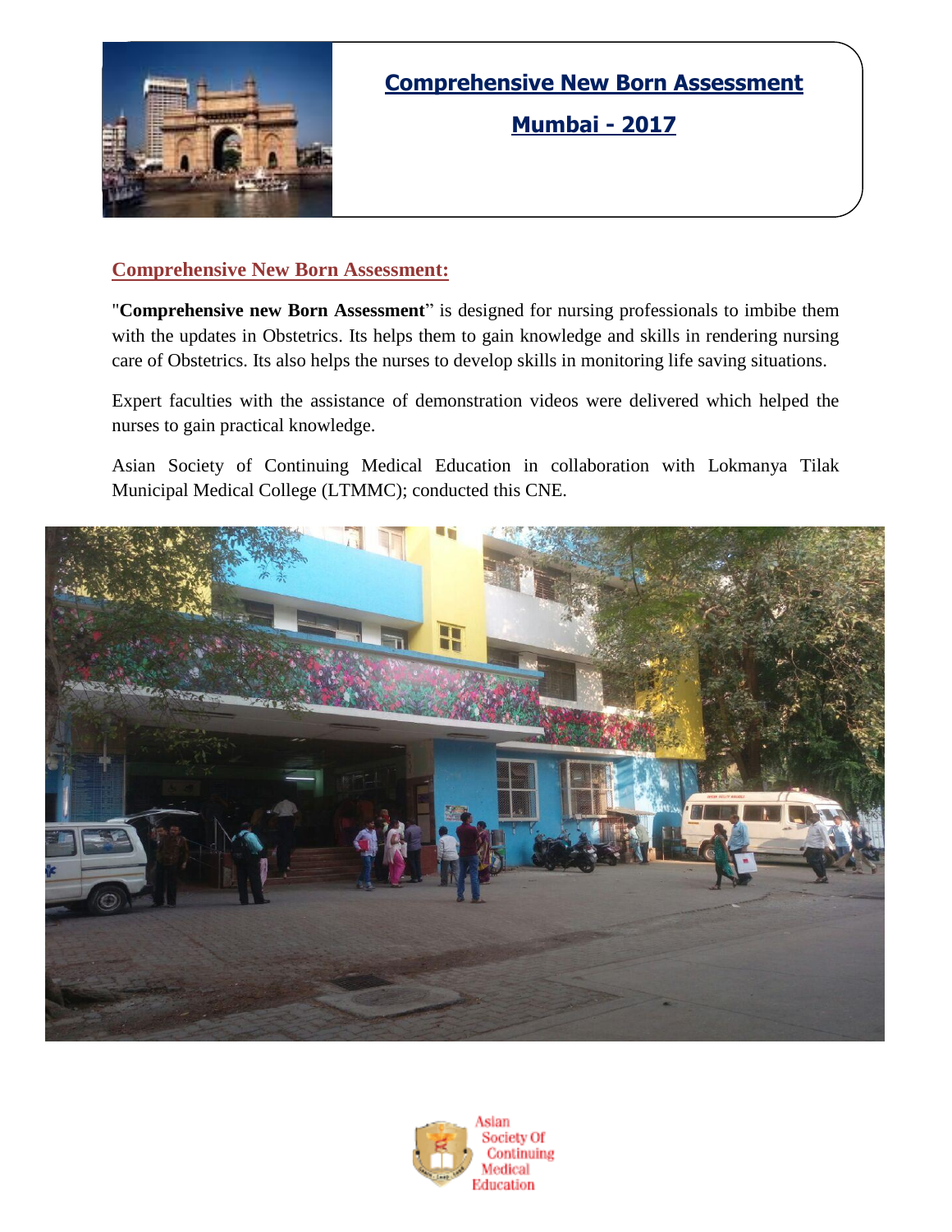# Comprehensive New Born Assessment

## Mumbai - 2017

### Comprehensive New Born Assessment:

"**Comprehensive new Born Assessment**" is designed for nursing professionals to imbibe them with the updates in Obstetrics. Its helps them to gain knowledge and skills in rendering nursing care of Obstetrics. Its also helps the nurses to develop skills in monitoring life saving situations.

Expert faculties with the assistance of demonstration videos were delivered which helped the nurses to gain practical knowledge.

Asian Society of Continuing Medical Education in collaboration with Lokmanya Tilak Municipal Medical College (LTMMC); conducted this CNE.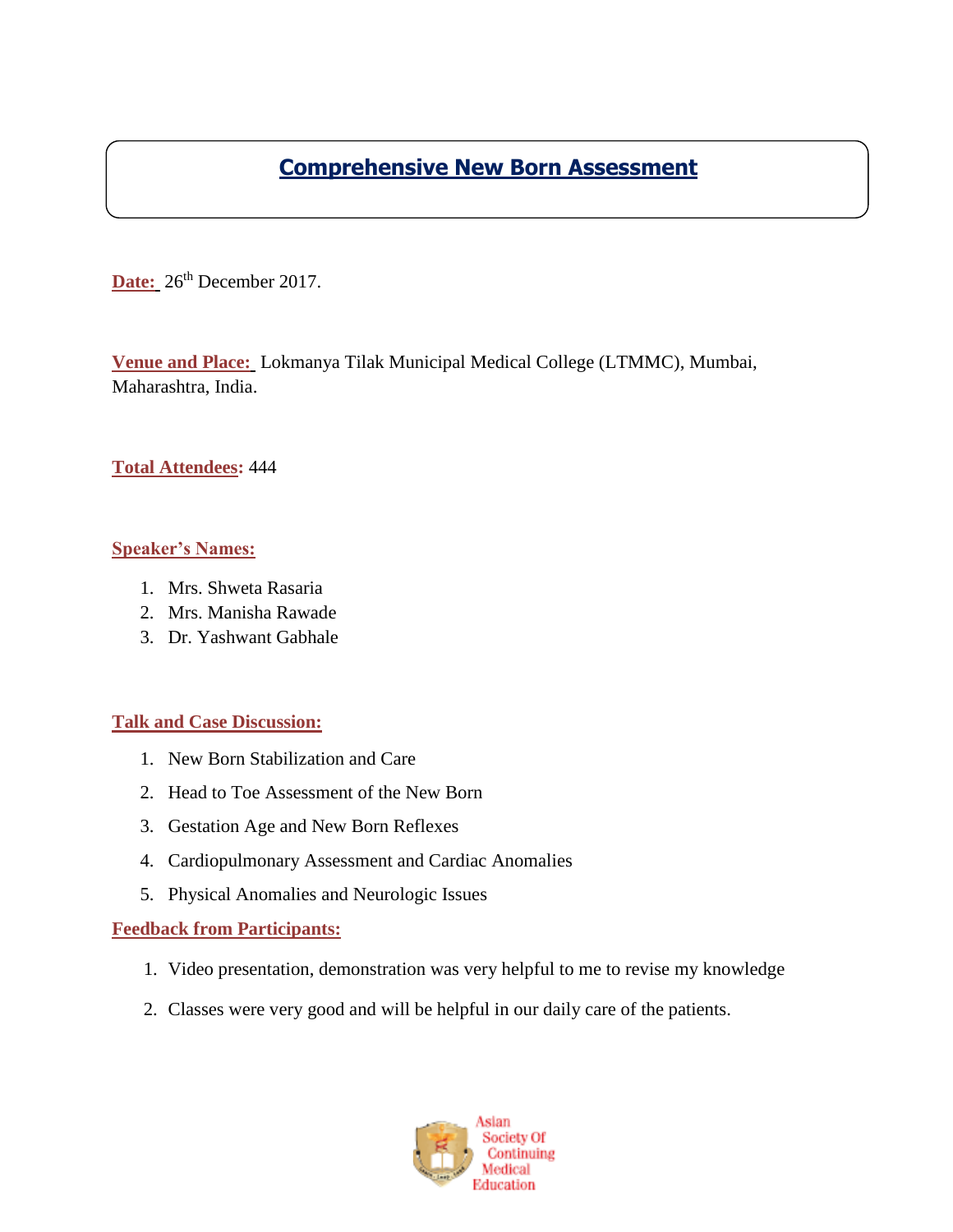# Comprehensive New Born Assessment

**Date:** 26th December 2017.

**Venue and Place:** Lokmanya Tilak Municipal Medical College (LTMMC), Mumbai, Maharashtra, India.

**Total Attendees:** 444

**Speaker's Names:**

1. Mrs. Shweta Rasaria
2. Mrs. Manisha Rawade
3. Dr. Yashwant Gabhale

**Talk and Case Discussion:**

1. New Born Stabilization and Care
2. Head to Toe Assessment of the New Born
3. Gestation Age and New Born Reflexes
4. Cardiopulmonary Assessment and Cardiac Anomalies
5. Physical Anomalies and Neurologic Issues

**Feedback from Participants:**

1. Video presentation, demonstration was very helpful to me to revise my knowledge
2. Classes were very good and will be helpful in our daily care of the patients.

Asian Society Of Continuing Medical Education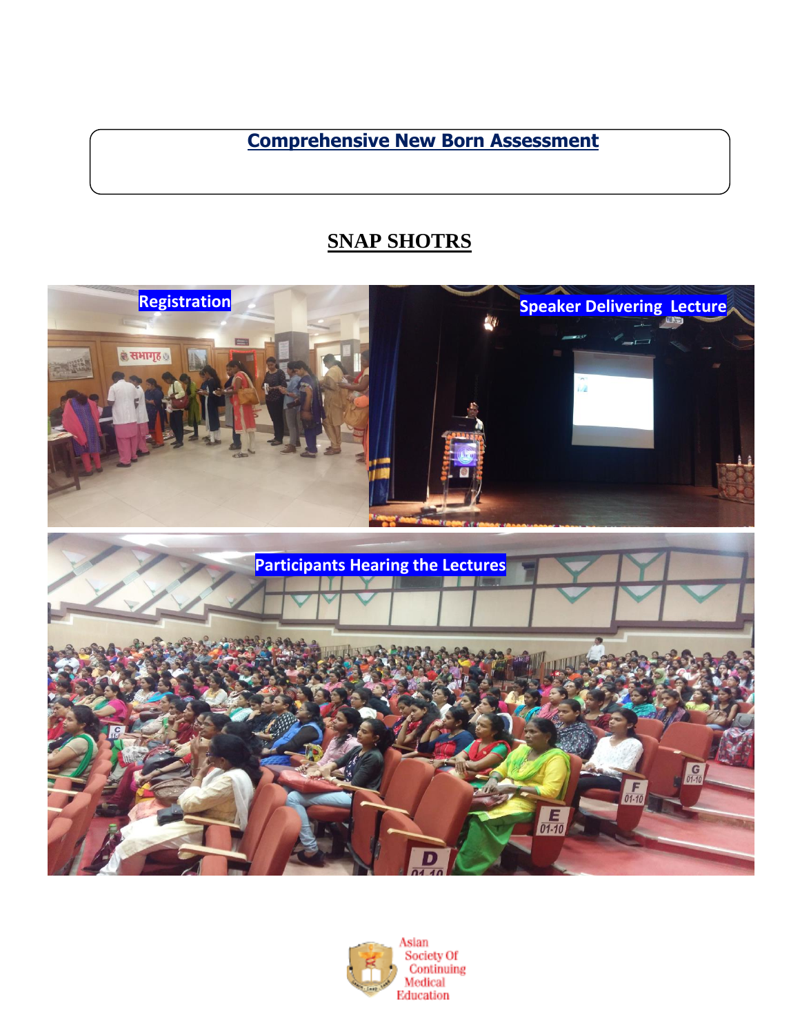# Comprehensive New Born Assessment

## SNAP SHOTRS

Registration

Speaker Delivering Lecture

Participants Hearing the Lectures

Asian Society Of Continuing Medical Education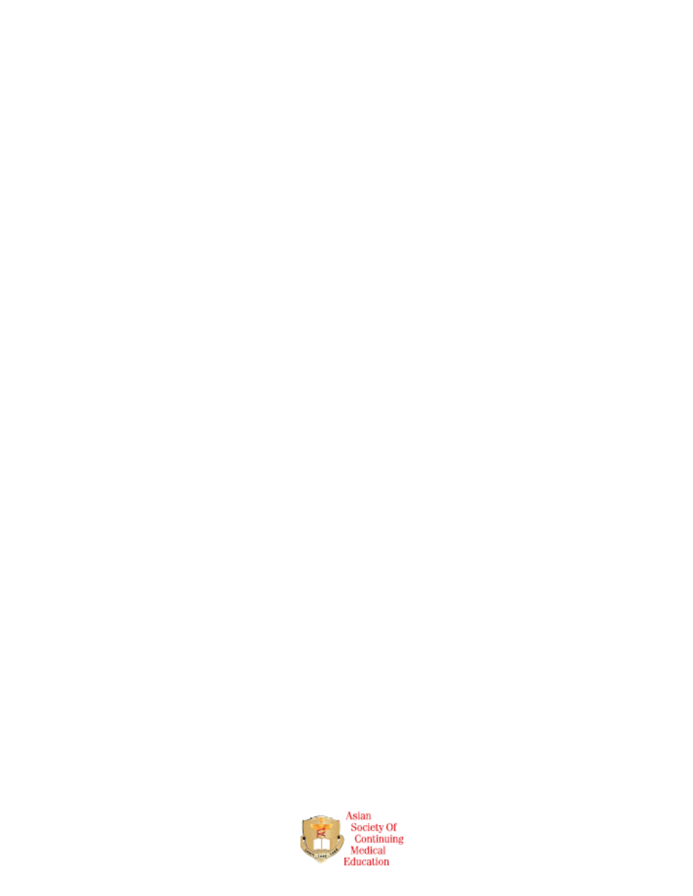Asian
Society Of
Continuing
Medical
Education